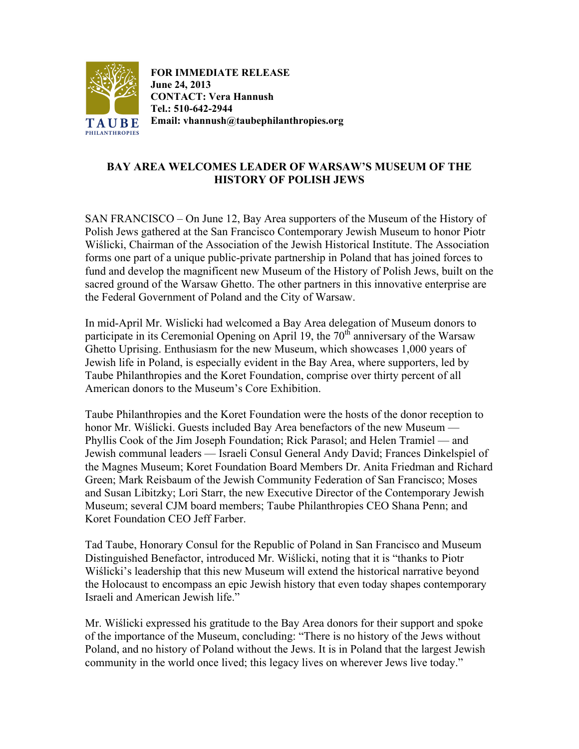TAUBE PHILANTHROPIES

**FOR IMMEDIATE RELEASE**
**June 24, 2013**
**CONTACT: Vera Hannush**
**Tel.: 510-642-2944**
**Email: vhannush@taubephilanthropies.org**

# BAY AREA WELCOMES LEADER OF WARSAW'S MUSEUM OF THE HISTORY OF POLISH JEWS

SAN FRANCISCO – On June 12, Bay Area supporters of the Museum of the History of Polish Jews gathered at the San Francisco Contemporary Jewish Museum to honor Piotr Wiślicki, Chairman of the Association of the Jewish Historical Institute. The Association forms one part of a unique public-private partnership in Poland that has joined forces to fund and develop the magnificent new Museum of the History of Polish Jews, built on the sacred ground of the Warsaw Ghetto. The other partners in this innovative enterprise are the Federal Government of Poland and the City of Warsaw.

In mid-April Mr. Wislicki had welcomed a Bay Area delegation of Museum donors to participate in its Ceremonial Opening on April 19, the 70th anniversary of the Warsaw Ghetto Uprising. Enthusiasm for the new Museum, which showcases 1,000 years of Jewish life in Poland, is especially evident in the Bay Area, where supporters, led by Taube Philanthropies and the Koret Foundation, comprise over thirty percent of all American donors to the Museum's Core Exhibition.

Taube Philanthropies and the Koret Foundation were the hosts of the donor reception to honor Mr. Wiślicki. Guests included Bay Area benefactors of the new Museum — Phyllis Cook of the Jim Joseph Foundation; Rick Parasol; and Helen Tramiel — and Jewish communal leaders — Israeli Consul General Andy David; Frances Dinkelspiel of the Magnes Museum; Koret Foundation Board Members Dr. Anita Friedman and Richard Green; Mark Reisbaum of the Jewish Community Federation of San Francisco; Moses and Susan Libitzky; Lori Starr, the new Executive Director of the Contemporary Jewish Museum; several CJM board members; Taube Philanthropies CEO Shana Penn; and Koret Foundation CEO Jeff Farber.

Tad Taube, Honorary Consul for the Republic of Poland in San Francisco and Museum Distinguished Benefactor, introduced Mr. Wiślicki, noting that it is "thanks to Piotr Wiślicki's leadership that this new Museum will extend the historical narrative beyond the Holocaust to encompass an epic Jewish history that even today shapes contemporary Israeli and American Jewish life."

Mr. Wiślicki expressed his gratitude to the Bay Area donors for their support and spoke of the importance of the Museum, concluding: "There is no history of the Jews without Poland, and no history of Poland without the Jews. It is in Poland that the largest Jewish community in the world once lived; this legacy lives on wherever Jews live today."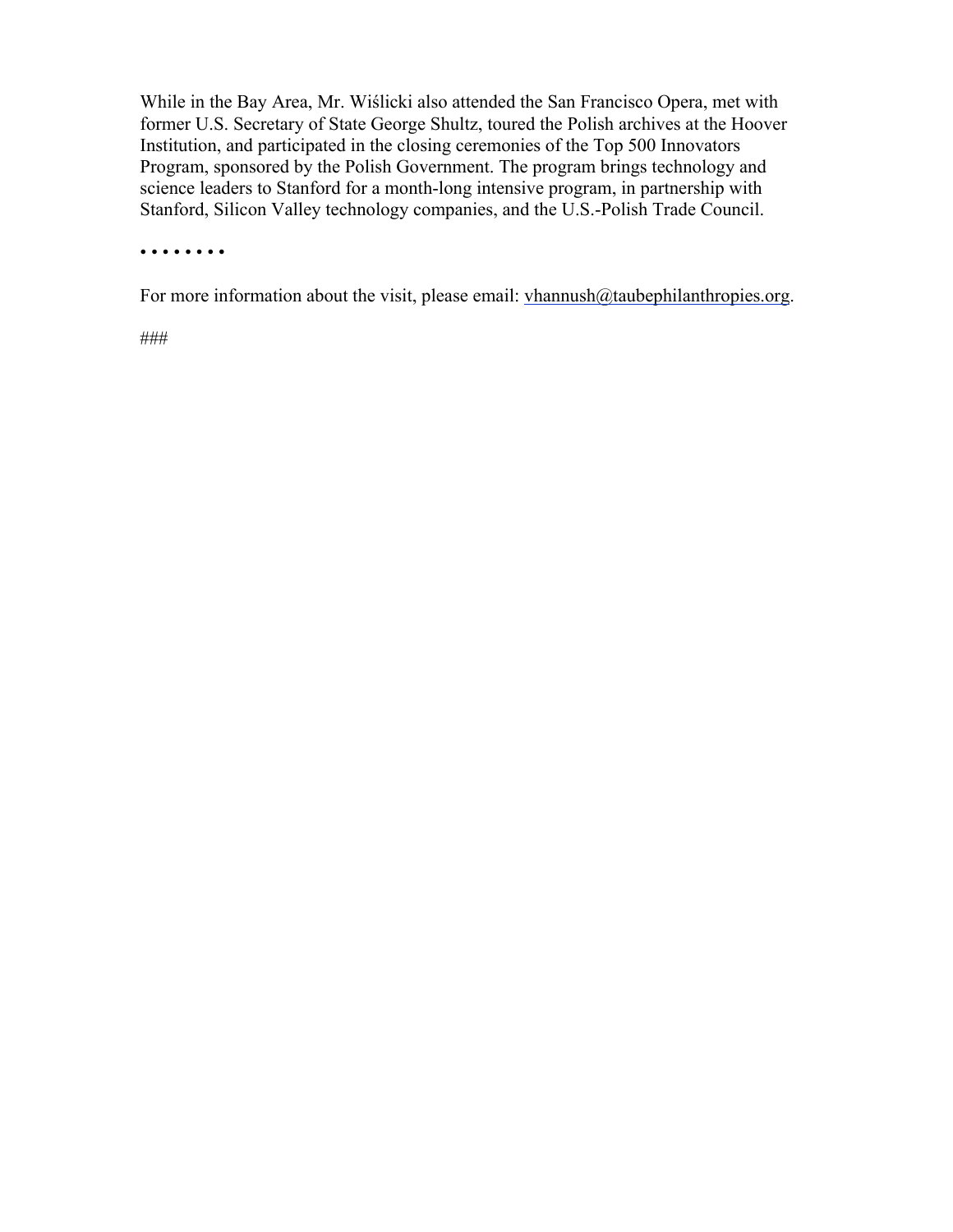While in the Bay Area, Mr. Wiślicki also attended the San Francisco Opera, met with former U.S. Secretary of State George Shultz, toured the Polish archives at the Hoover Institution, and participated in the closing ceremonies of the Top 500 Innovators Program, sponsored by the Polish Government. The program brings technology and science leaders to Stanford for a month-long intensive program, in partnership with Stanford, Silicon Valley technology companies, and the U.S.-Polish Trade Council.

• • • • • • • •

For more information about the visit, please email: vhannush@taubephilanthropies.org.

###